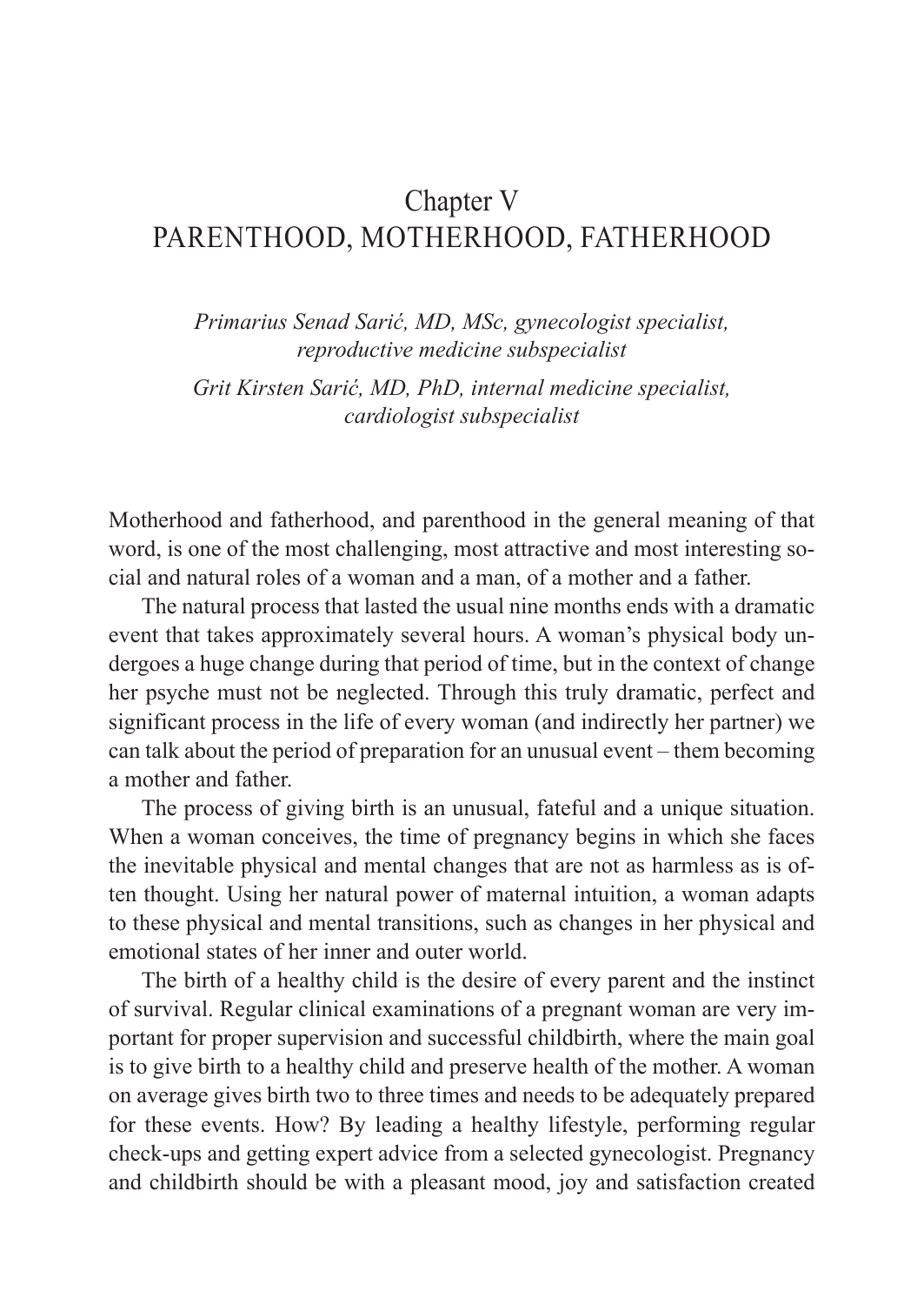# Chapter V
# PARENTHOOD, MOTHERHOOD, FATHERHOOD

*Primarius Senad Sarić, MD, MSc, gynecologist specialist, reproductive medicine subspecialist*

*Grit Kirsten Sarić, MD, PhD, internal medicine specialist, cardiologist subspecialist*

Motherhood and fatherhood, and parenthood in the general meaning of that word, is one of the most challenging, most attractive and most interesting social and natural roles of a woman and a man, of a mother and a father.

The natural process that lasted the usual nine months ends with a dramatic event that takes approximately several hours. A woman's physical body undergoes a huge change during that period of time, but in the context of change her psyche must not be neglected. Through this truly dramatic, perfect and significant process in the life of every woman (and indirectly her partner) we can talk about the period of preparation for an unusual event – them becoming a mother and father.

The process of giving birth is an unusual, fateful and a unique situation. When a woman conceives, the time of pregnancy begins in which she faces the inevitable physical and mental changes that are not as harmless as is often thought. Using her natural power of maternal intuition, a woman adapts to these physical and mental transitions, such as changes in her physical and emotional states of her inner and outer world.

The birth of a healthy child is the desire of every parent and the instinct of survival. Regular clinical examinations of a pregnant woman are very important for proper supervision and successful childbirth, where the main goal is to give birth to a healthy child and preserve health of the mother. A woman on average gives birth two to three times and needs to be adequately prepared for these events. How? By leading a healthy lifestyle, performing regular check-ups and getting expert advice from a selected gynecologist. Pregnancy and childbirth should be with a pleasant mood, joy and satisfaction created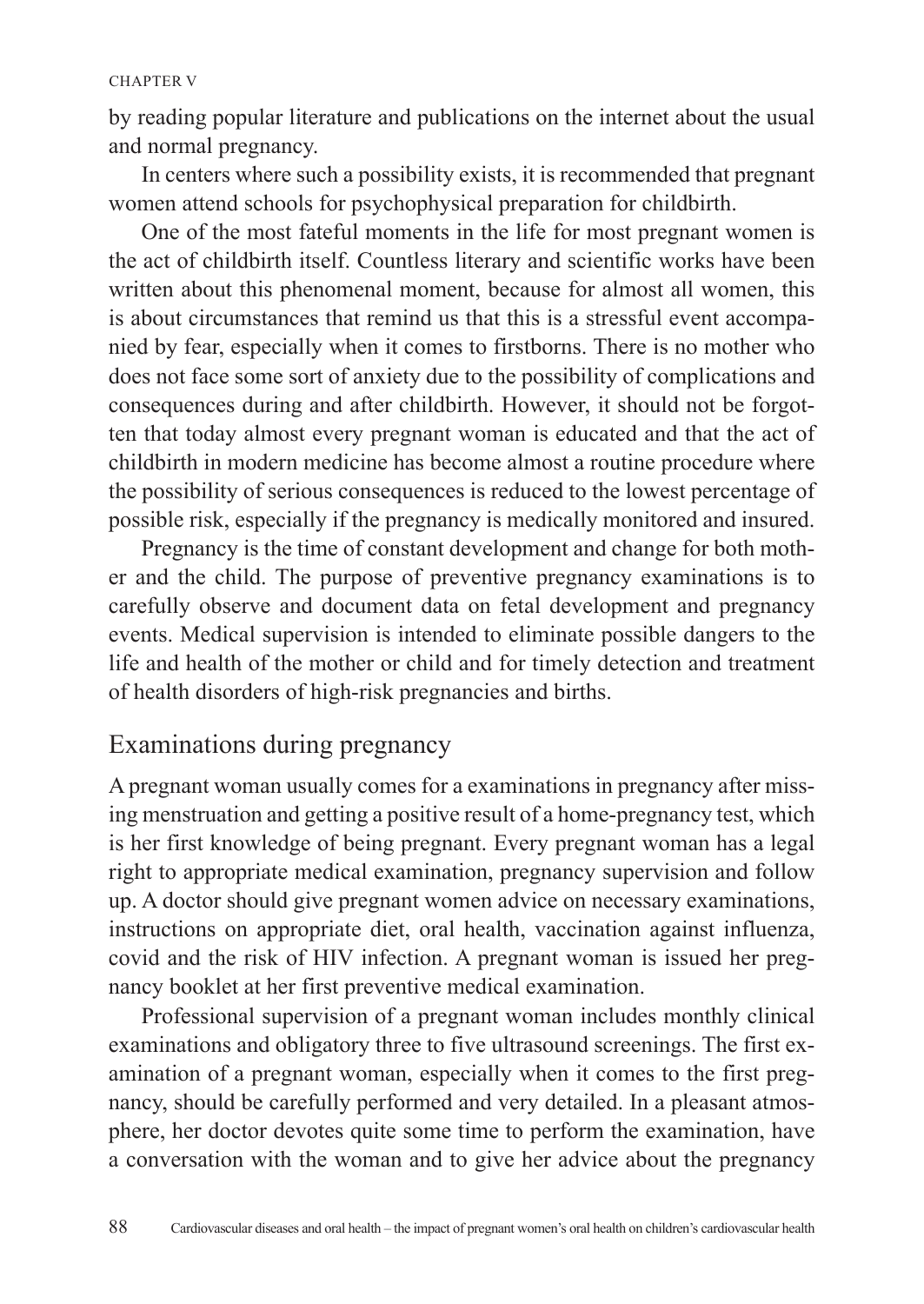by reading popular literature and publications on the internet about the usual and normal pregnancy.

In centers where such a possibility exists, it is recommended that pregnant women attend schools for psychophysical preparation for childbirth.

One of the most fateful moments in the life for most pregnant women is the act of childbirth itself. Countless literary and scientific works have been written about this phenomenal moment, because for almost all women, this is about circumstances that remind us that this is a stressful event accompanied by fear, especially when it comes to firstborns. There is no mother who does not face some sort of anxiety due to the possibility of complications and consequences during and after childbirth. However, it should not be forgotten that today almost every pregnant woman is educated and that the act of childbirth in modern medicine has become almost a routine procedure where the possibility of serious consequences is reduced to the lowest percentage of possible risk, especially if the pregnancy is medically monitored and insured.

Pregnancy is the time of constant development and change for both mother and the child. The purpose of preventive pregnancy examinations is to carefully observe and document data on fetal development and pregnancy events. Medical supervision is intended to eliminate possible dangers to the life and health of the mother or child and for timely detection and treatment of health disorders of high-risk pregnancies and births.

## Examinations during pregnancy

A pregnant woman usually comes for a examinations in pregnancy after missing menstruation and getting a positive result of a home-pregnancy test, which is her first knowledge of being pregnant. Every pregnant woman has a legal right to appropriate medical examination, pregnancy supervision and follow up. A doctor should give pregnant women advice on necessary examinations, instructions on appropriate diet, oral health, vaccination against influenza, covid and the risk of HIV infection. A pregnant woman is issued her pregnancy booklet at her first preventive medical examination.

Professional supervision of a pregnant woman includes monthly clinical examinations and obligatory three to five ultrasound screenings. The first examination of a pregnant woman, especially when it comes to the first pregnancy, should be carefully performed and very detailed. In a pleasant atmosphere, her doctor devotes quite some time to perform the examination, have a conversation with the woman and to give her advice about the pregnancy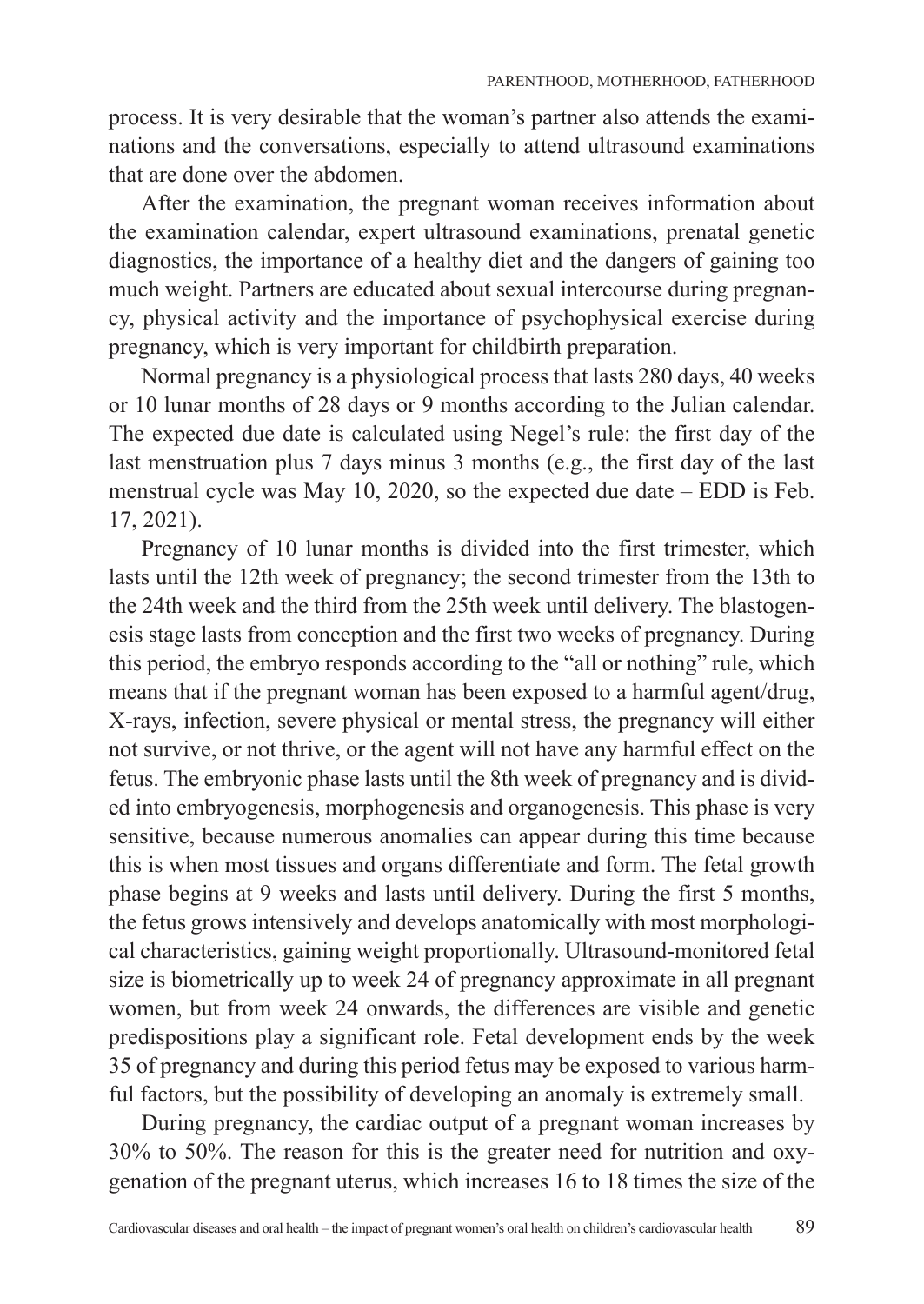process. It is very desirable that the woman's partner also attends the examinations and the conversations, especially to attend ultrasound examinations that are done over the abdomen.

After the examination, the pregnant woman receives information about the examination calendar, expert ultrasound examinations, prenatal genetic diagnostics, the importance of a healthy diet and the dangers of gaining too much weight. Partners are educated about sexual intercourse during pregnancy, physical activity and the importance of psychophysical exercise during pregnancy, which is very important for childbirth preparation.

Normal pregnancy is a physiological process that lasts 280 days, 40 weeks or 10 lunar months of 28 days or 9 months according to the Julian calendar. The expected due date is calculated using Negel's rule: the first day of the last menstruation plus 7 days minus 3 months (e.g., the first day of the last menstrual cycle was May 10, 2020, so the expected due date – EDD is Feb. 17, 2021).

Pregnancy of 10 lunar months is divided into the first trimester, which lasts until the 12th week of pregnancy; the second trimester from the 13th to the 24th week and the third from the 25th week until delivery. The blastogenesis stage lasts from conception and the first two weeks of pregnancy. During this period, the embryo responds according to the "all or nothing" rule, which means that if the pregnant woman has been exposed to a harmful agent/drug, X-rays, infection, severe physical or mental stress, the pregnancy will either not survive, or not thrive, or the agent will not have any harmful effect on the fetus. The embryonic phase lasts until the 8th week of pregnancy and is divided into embryogenesis, morphogenesis and organogenesis. This phase is very sensitive, because numerous anomalies can appear during this time because this is when most tissues and organs differentiate and form. The fetal growth phase begins at 9 weeks and lasts until delivery. During the first 5 months, the fetus grows intensively and develops anatomically with most morphological characteristics, gaining weight proportionally. Ultrasound-monitored fetal size is biometrically up to week 24 of pregnancy approximate in all pregnant women, but from week 24 onwards, the differences are visible and genetic predispositions play a significant role. Fetal development ends by the week 35 of pregnancy and during this period fetus may be exposed to various harmful factors, but the possibility of developing an anomaly is extremely small.

During pregnancy, the cardiac output of a pregnant woman increases by 30% to 50%. The reason for this is the greater need for nutrition and oxygenation of the pregnant uterus, which increases 16 to 18 times the size of the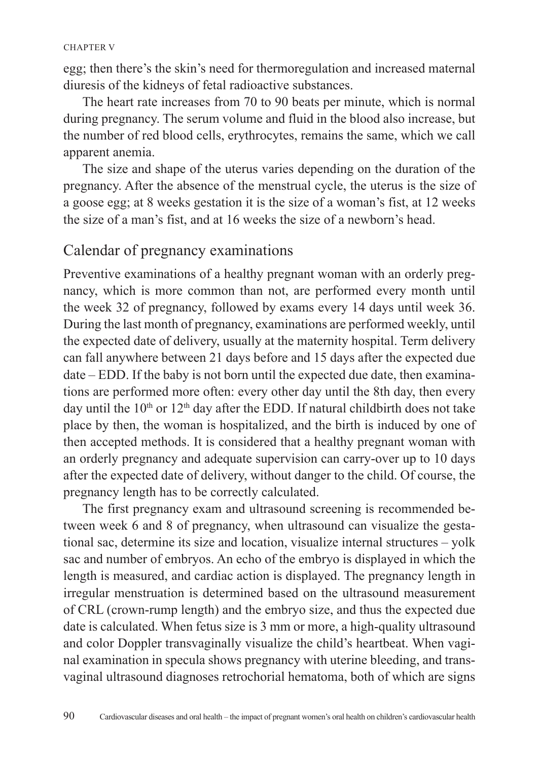egg; then there's the skin's need for thermoregulation and increased maternal diuresis of the kidneys of fetal radioactive substances.

The heart rate increases from 70 to 90 beats per minute, which is normal during pregnancy. The serum volume and fluid in the blood also increase, but the number of red blood cells, erythrocytes, remains the same, which we call apparent anemia.

The size and shape of the uterus varies depending on the duration of the pregnancy. After the absence of the menstrual cycle, the uterus is the size of a goose egg; at 8 weeks gestation it is the size of a woman's fist, at 12 weeks the size of a man's fist, and at 16 weeks the size of a newborn's head.

## Calendar of pregnancy examinations

Preventive examinations of a healthy pregnant woman with an orderly pregnancy, which is more common than not, are performed every month until the week 32 of pregnancy, followed by exams every 14 days until week 36. During the last month of pregnancy, examinations are performed weekly, until the expected date of delivery, usually at the maternity hospital. Term delivery can fall anywhere between 21 days before and 15 days after the expected due date – EDD. If the baby is not born until the expected due date, then examinations are performed more often: every other day until the 8th day, then every day until the 10th or 12th day after the EDD. If natural childbirth does not take place by then, the woman is hospitalized, and the birth is induced by one of then accepted methods. It is considered that a healthy pregnant woman with an orderly pregnancy and adequate supervision can carry-over up to 10 days after the expected date of delivery, without danger to the child. Of course, the pregnancy length has to be correctly calculated.

The first pregnancy exam and ultrasound screening is recommended between week 6 and 8 of pregnancy, when ultrasound can visualize the gestational sac, determine its size and location, visualize internal structures – yolk sac and number of embryos. An echo of the embryo is displayed in which the length is measured, and cardiac action is displayed. The pregnancy length in irregular menstruation is determined based on the ultrasound measurement of CRL (crown-rump length) and the embryo size, and thus the expected due date is calculated. When fetus size is 3 mm or more, a high-quality ultrasound and color Doppler transvaginally visualize the child's heartbeat. When vaginal examination in specula shows pregnancy with uterine bleeding, and transvaginal ultrasound diagnoses retrochorial hematoma, both of which are signs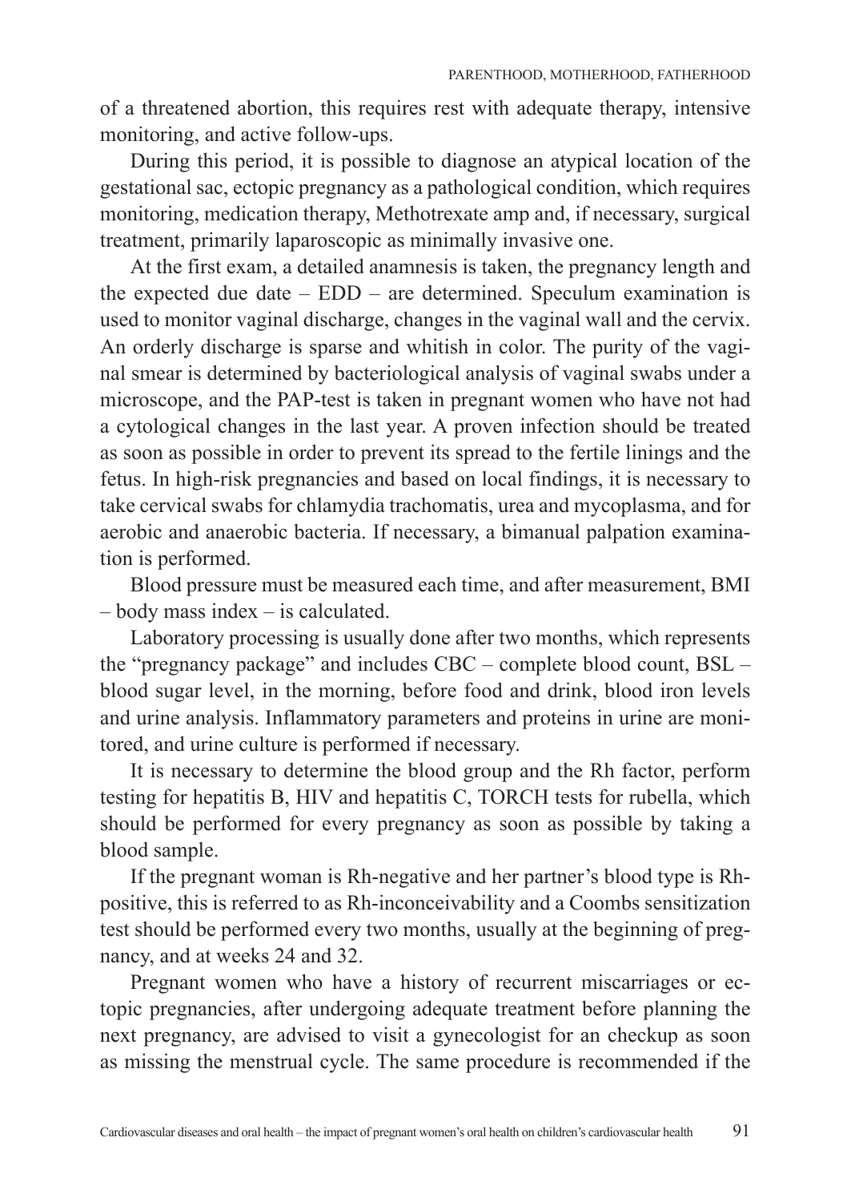of a threatened abortion, this requires rest with adequate therapy, intensive monitoring, and active follow-ups.

During this period, it is possible to diagnose an atypical location of the gestational sac, ectopic pregnancy as a pathological condition, which requires monitoring, medication therapy, Methotrexate amp and, if necessary, surgical treatment, primarily laparoscopic as minimally invasive one.

At the first exam, a detailed anamnesis is taken, the pregnancy length and the expected due date – EDD – are determined. Speculum examination is used to monitor vaginal discharge, changes in the vaginal wall and the cervix. An orderly discharge is sparse and whitish in color. The purity of the vaginal smear is determined by bacteriological analysis of vaginal swabs under a microscope, and the PAP-test is taken in pregnant women who have not had a cytological changes in the last year. A proven infection should be treated as soon as possible in order to prevent its spread to the fertile linings and the fetus. In high-risk pregnancies and based on local findings, it is necessary to take cervical swabs for chlamydia trachomatis, urea and mycoplasma, and for aerobic and anaerobic bacteria. If necessary, a bimanual palpation examination is performed.

Blood pressure must be measured each time, and after measurement, BMI – body mass index – is calculated.

Laboratory processing is usually done after two months, which represents the "pregnancy package" and includes CBC – complete blood count, BSL – blood sugar level, in the morning, before food and drink, blood iron levels and urine analysis. Inflammatory parameters and proteins in urine are monitored, and urine culture is performed if necessary.

It is necessary to determine the blood group and the Rh factor, perform testing for hepatitis B, HIV and hepatitis C, TORCH tests for rubella, which should be performed for every pregnancy as soon as possible by taking a blood sample.

If the pregnant woman is Rh-negative and her partner's blood type is Rh-positive, this is referred to as Rh-inconceivability and a Coombs sensitization test should be performed every two months, usually at the beginning of pregnancy, and at weeks 24 and 32.

Pregnant women who have a history of recurrent miscarriages or ectopic pregnancies, after undergoing adequate treatment before planning the next pregnancy, are advised to visit a gynecologist for an checkup as soon as missing the menstrual cycle. The same procedure is recommended if the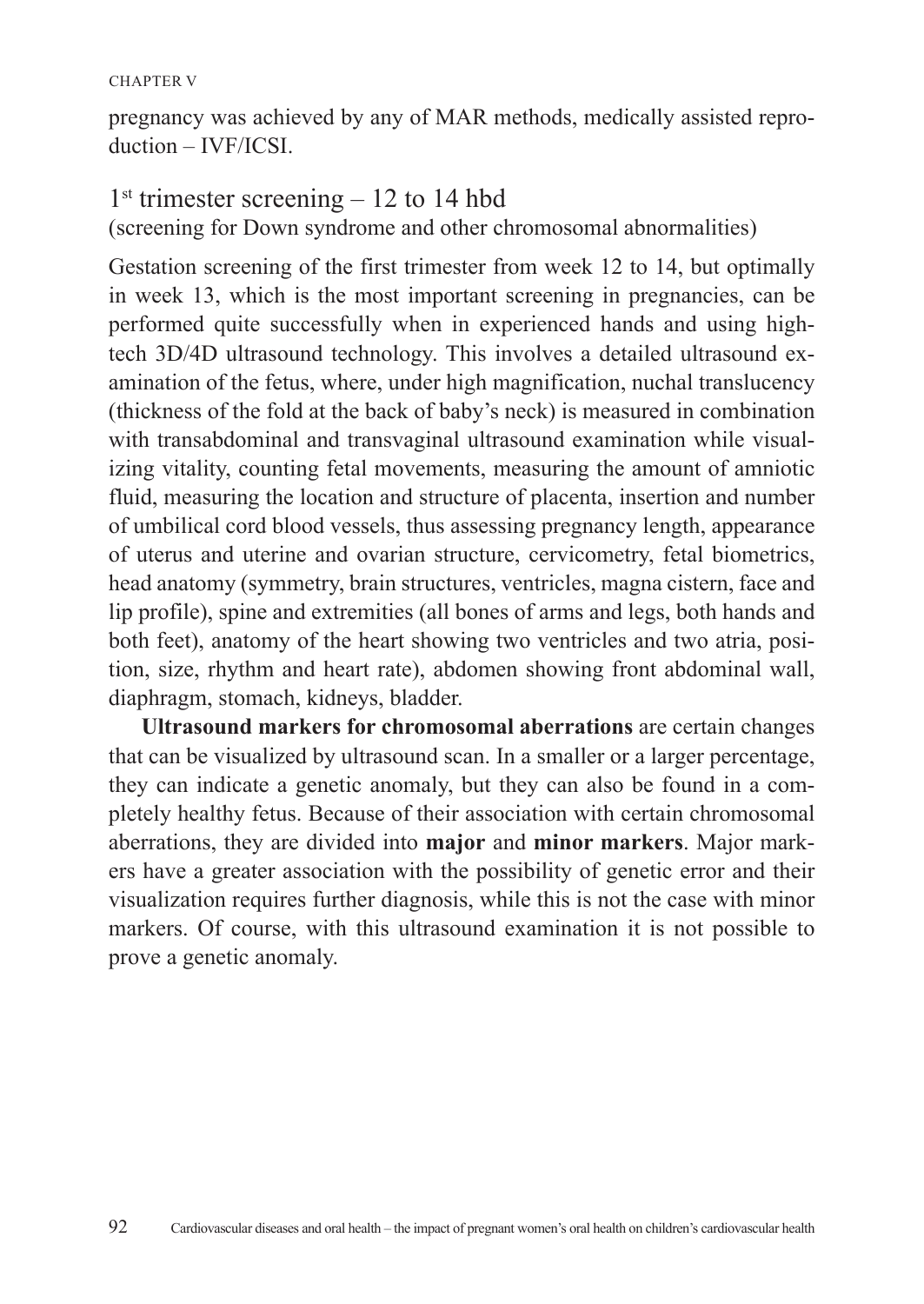pregnancy was achieved by any of MAR methods, medically assisted reproduction – IVF/ICSI.

## 1st trimester screening – 12 to 14 hbd

(screening for Down syndrome and other chromosomal abnormalities)

Gestation screening of the first trimester from week 12 to 14, but optimally in week 13, which is the most important screening in pregnancies, can be performed quite successfully when in experienced hands and using high-tech 3D/4D ultrasound technology. This involves a detailed ultrasound examination of the fetus, where, under high magnification, nuchal translucency (thickness of the fold at the back of baby's neck) is measured in combination with transabdominal and transvaginal ultrasound examination while visualizing vitality, counting fetal movements, measuring the amount of amniotic fluid, measuring the location and structure of placenta, insertion and number of umbilical cord blood vessels, thus assessing pregnancy length, appearance of uterus and uterine and ovarian structure, cervicometry, fetal biometrics, head anatomy (symmetry, brain structures, ventricles, magna cistern, face and lip profile), spine and extremities (all bones of arms and legs, both hands and both feet), anatomy of the heart showing two ventricles and two atria, position, size, rhythm and heart rate), abdomen showing front abdominal wall, diaphragm, stomach, kidneys, bladder.

**Ultrasound markers for chromosomal aberrations** are certain changes that can be visualized by ultrasound scan. In a smaller or a larger percentage, they can indicate a genetic anomaly, but they can also be found in a completely healthy fetus. Because of their association with certain chromosomal aberrations, they are divided into **major** and **minor markers**. Major markers have a greater association with the possibility of genetic error and their visualization requires further diagnosis, while this is not the case with minor markers. Of course, with this ultrasound examination it is not possible to prove a genetic anomaly.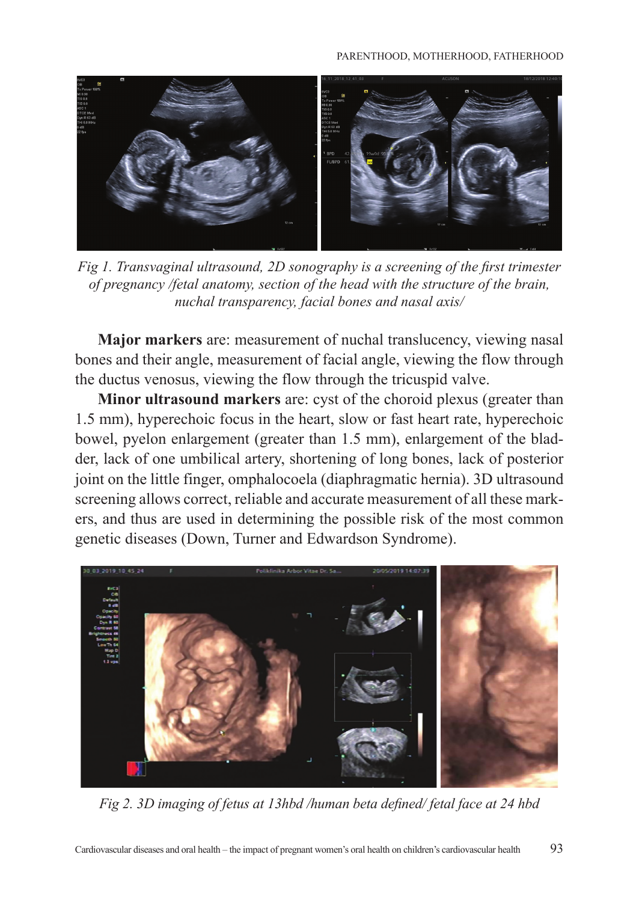*Fig 1. Transvaginal ultrasound, 2D sonography is a screening of the first trimester of pregnancy /fetal anatomy, section of the head with the structure of the brain, nuchal transparency, facial bones and nasal axis/*

**Major markers** are: measurement of nuchal translucency, viewing nasal bones and their angle, measurement of facial angle, viewing the flow through the ductus venosus, viewing the flow through the tricuspid valve.

**Minor ultrasound markers** are: cyst of the choroid plexus (greater than 1.5 mm), hyperechoic focus in the heart, slow or fast heart rate, hyperechoic bowel, pyelon enlargement (greater than 1.5 mm), enlargement of the bladder, lack of one umbilical artery, shortening of long bones, lack of posterior joint on the little finger, omphalocoela (diaphragmatic hernia). 3D ultrasound screening allows correct, reliable and accurate measurement of all these markers, and thus are used in determining the possible risk of the most common genetic diseases (Down, Turner and Edwardson Syndrome).

*Fig 2. 3D imaging of fetus at 13hbd /human beta defined/ fetal face at 24 hbd*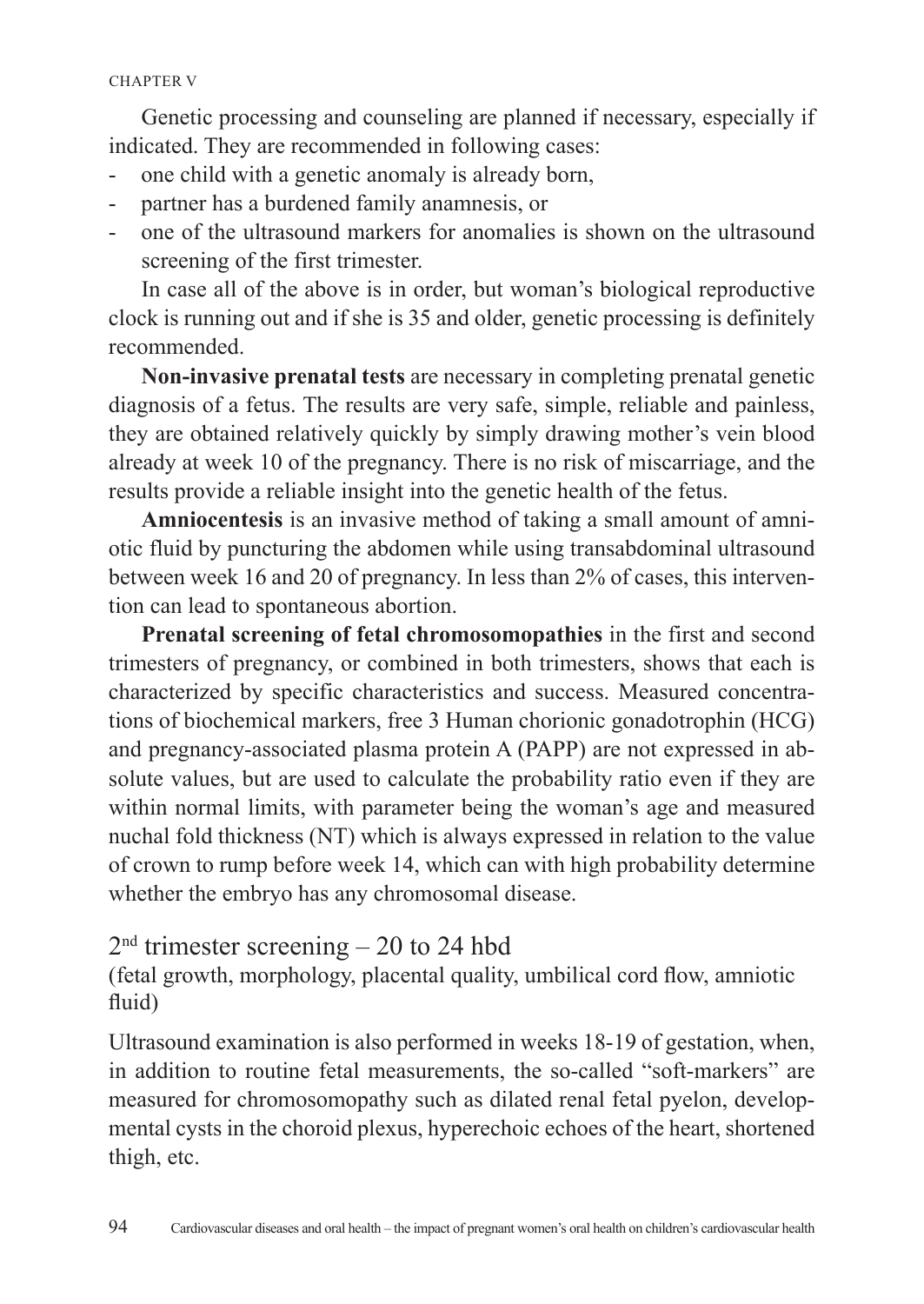Genetic processing and counseling are planned if necessary, especially if indicated. They are recommended in following cases:

- one child with a genetic anomaly is already born,
- partner has a burdened family anamnesis, or
- one of the ultrasound markers for anomalies is shown on the ultrasound screening of the first trimester.

In case all of the above is in order, but woman's biological reproductive clock is running out and if she is 35 and older, genetic processing is definitely recommended.

**Non-invasive prenatal tests** are necessary in completing prenatal genetic diagnosis of a fetus. The results are very safe, simple, reliable and painless, they are obtained relatively quickly by simply drawing mother's vein blood already at week 10 of the pregnancy. There is no risk of miscarriage, and the results provide a reliable insight into the genetic health of the fetus.

**Amniocentesis** is an invasive method of taking a small amount of amniotic fluid by puncturing the abdomen while using transabdominal ultrasound between week 16 and 20 of pregnancy. In less than 2% of cases, this intervention can lead to spontaneous abortion.

**Prenatal screening of fetal chromosomopathies** in the first and second trimesters of pregnancy, or combined in both trimesters, shows that each is characterized by specific characteristics and success. Measured concentrations of biochemical markers, free 3 Human chorionic gonadotrophin (HCG) and pregnancy-associated plasma protein A (PAPP) are not expressed in absolute values, but are used to calculate the probability ratio even if they are within normal limits, with parameter being the woman's age and measured nuchal fold thickness (NT) which is always expressed in relation to the value of crown to rump before week 14, which can with high probability determine whether the embryo has any chromosomal disease.

## 2nd trimester screening – 20 to 24 hbd

(fetal growth, morphology, placental quality, umbilical cord flow, amniotic fluid)

Ultrasound examination is also performed in weeks 18-19 of gestation, when, in addition to routine fetal measurements, the so-called "soft-markers" are measured for chromosomopathy such as dilated renal fetal pyelon, developmental cysts in the choroid plexus, hyperechoic echoes of the heart, shortened thigh, etc.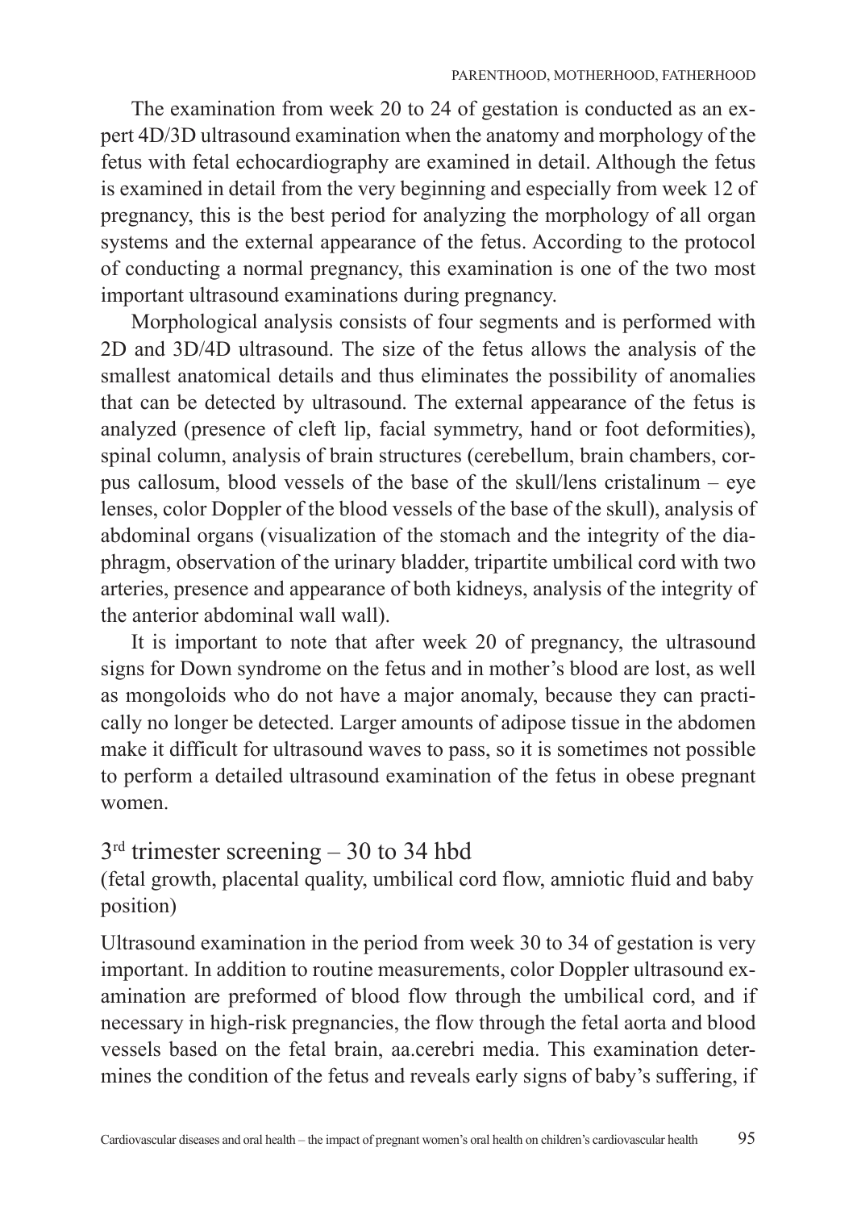The examination from week 20 to 24 of gestation is conducted as an expert 4D/3D ultrasound examination when the anatomy and morphology of the fetus with fetal echocardiography are examined in detail. Although the fetus is examined in detail from the very beginning and especially from week 12 of pregnancy, this is the best period for analyzing the morphology of all organ systems and the external appearance of the fetus. According to the protocol of conducting a normal pregnancy, this examination is one of the two most important ultrasound examinations during pregnancy.

Morphological analysis consists of four segments and is performed with 2D and 3D/4D ultrasound. The size of the fetus allows the analysis of the smallest anatomical details and thus eliminates the possibility of anomalies that can be detected by ultrasound. The external appearance of the fetus is analyzed (presence of cleft lip, facial symmetry, hand or foot deformities), spinal column, analysis of brain structures (cerebellum, brain chambers, corpus callosum, blood vessels of the base of the skull/lens cristalinum – eye lenses, color Doppler of the blood vessels of the base of the skull), analysis of abdominal organs (visualization of the stomach and the integrity of the diaphragm, observation of the urinary bladder, tripartite umbilical cord with two arteries, presence and appearance of both kidneys, analysis of the integrity of the anterior abdominal wall wall).

It is important to note that after week 20 of pregnancy, the ultrasound signs for Down syndrome on the fetus and in mother's blood are lost, as well as mongoloids who do not have a major anomaly, because they can practically no longer be detected. Larger amounts of adipose tissue in the abdomen make it difficult for ultrasound waves to pass, so it is sometimes not possible to perform a detailed ultrasound examination of the fetus in obese pregnant women.

## 3rd trimester screening – 30 to 34 hbd

(fetal growth, placental quality, umbilical cord flow, amniotic fluid and baby position)

Ultrasound examination in the period from week 30 to 34 of gestation is very important. In addition to routine measurements, color Doppler ultrasound examination are preformed of blood flow through the umbilical cord, and if necessary in high-risk pregnancies, the flow through the fetal aorta and blood vessels based on the fetal brain, aa.cerebri media. This examination determines the condition of the fetus and reveals early signs of baby's suffering, if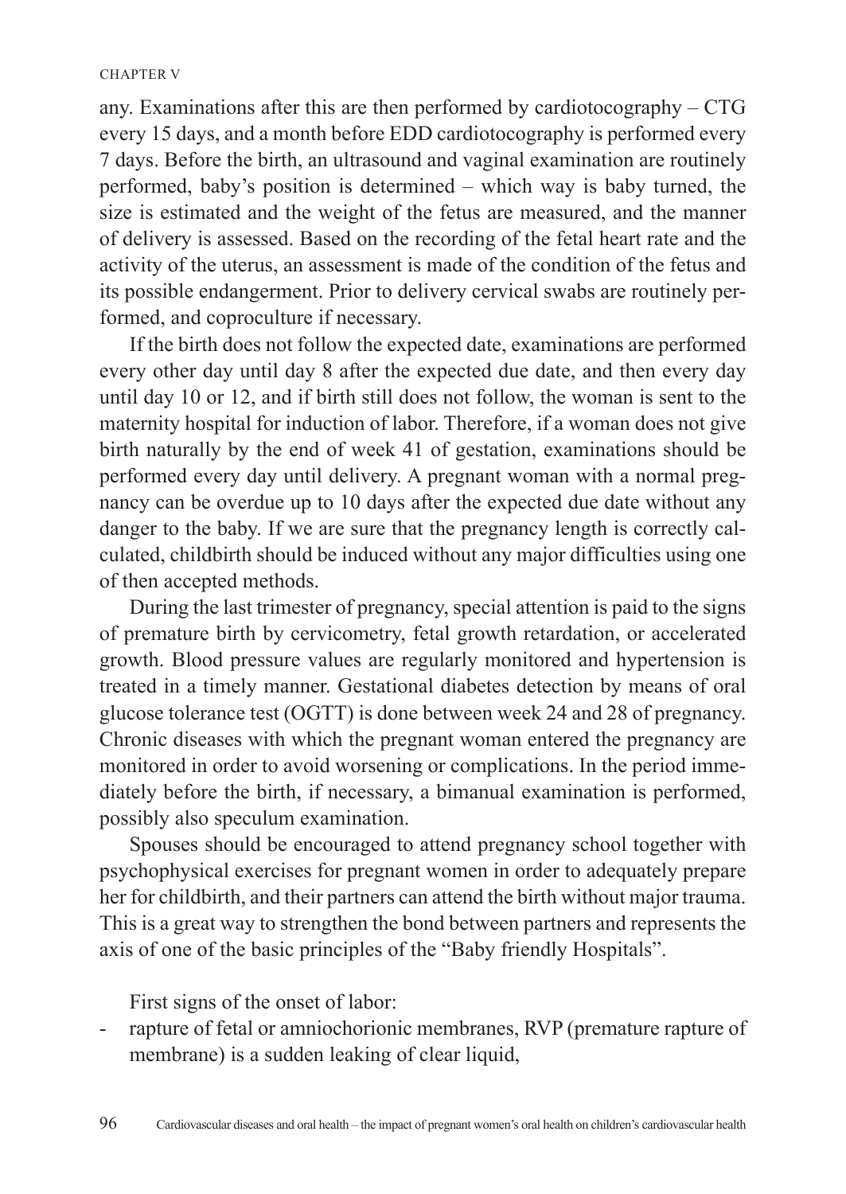any. Examinations after this are then performed by cardiotocography – CTG every 15 days, and a month before EDD cardiotocography is performed every 7 days. Before the birth, an ultrasound and vaginal examination are routinely performed, baby's position is determined – which way is baby turned, the size is estimated and the weight of the fetus are measured, and the manner of delivery is assessed. Based on the recording of the fetal heart rate and the activity of the uterus, an assessment is made of the condition of the fetus and its possible endangerment. Prior to delivery cervical swabs are routinely performed, and coproculture if necessary.

If the birth does not follow the expected date, examinations are performed every other day until day 8 after the expected due date, and then every day until day 10 or 12, and if birth still does not follow, the woman is sent to the maternity hospital for induction of labor. Therefore, if a woman does not give birth naturally by the end of week 41 of gestation, examinations should be performed every day until delivery. A pregnant woman with a normal pregnancy can be overdue up to 10 days after the expected due date without any danger to the baby. If we are sure that the pregnancy length is correctly calculated, childbirth should be induced without any major difficulties using one of then accepted methods.

During the last trimester of pregnancy, special attention is paid to the signs of premature birth by cervicometry, fetal growth retardation, or accelerated growth. Blood pressure values are regularly monitored and hypertension is treated in a timely manner. Gestational diabetes detection by means of oral glucose tolerance test (OGTT) is done between week 24 and 28 of pregnancy. Chronic diseases with which the pregnant woman entered the pregnancy are monitored in order to avoid worsening or complications. In the period immediately before the birth, if necessary, a bimanual examination is performed, possibly also speculum examination.

Spouses should be encouraged to attend pregnancy school together with psychophysical exercises for pregnant women in order to adequately prepare her for childbirth, and their partners can attend the birth without major trauma. This is a great way to strengthen the bond between partners and represents the axis of one of the basic principles of the "Baby friendly Hospitals".

First signs of the onset of labor:

- rapture of fetal or amniochorionic membranes, RVP (premature rapture of membrane) is a sudden leaking of clear liquid,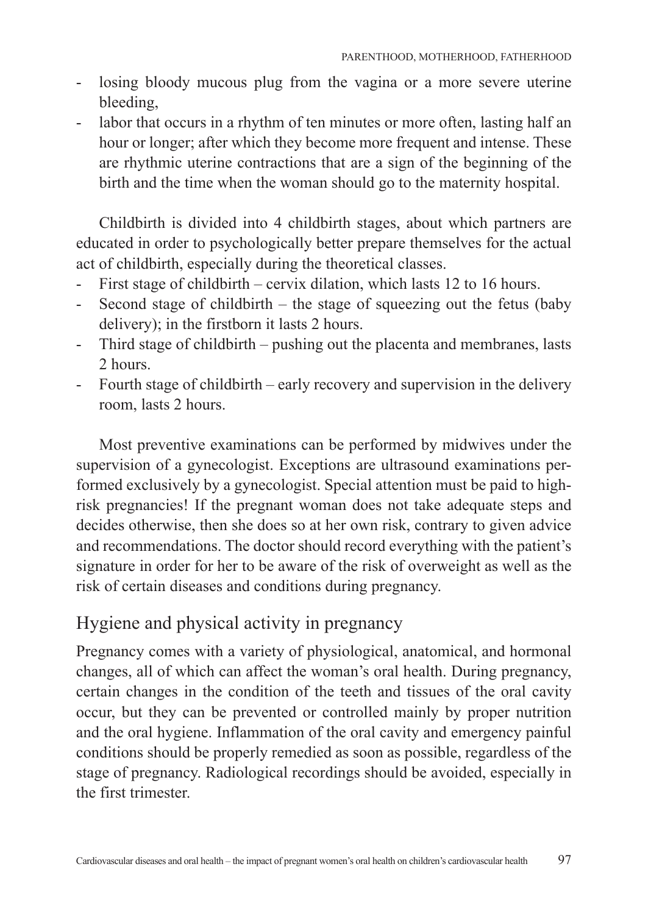- losing bloody mucous plug from the vagina or a more severe uterine bleeding,
- labor that occurs in a rhythm of ten minutes or more often, lasting half an hour or longer; after which they become more frequent and intense. These are rhythmic uterine contractions that are a sign of the beginning of the birth and the time when the woman should go to the maternity hospital.

Childbirth is divided into 4 childbirth stages, about which partners are educated in order to psychologically better prepare themselves for the actual act of childbirth, especially during the theoretical classes.

- First stage of childbirth – cervix dilation, which lasts 12 to 16 hours.
- Second stage of childbirth – the stage of squeezing out the fetus (baby delivery); in the firstborn it lasts 2 hours.
- Third stage of childbirth – pushing out the placenta and membranes, lasts 2 hours.
- Fourth stage of childbirth – early recovery and supervision in the delivery room, lasts 2 hours.

Most preventive examinations can be performed by midwives under the supervision of a gynecologist. Exceptions are ultrasound examinations performed exclusively by a gynecologist. Special attention must be paid to high-risk pregnancies! If the pregnant woman does not take adequate steps and decides otherwise, then she does so at her own risk, contrary to given advice and recommendations. The doctor should record everything with the patient's signature in order for her to be aware of the risk of overweight as well as the risk of certain diseases and conditions during pregnancy.

## Hygiene and physical activity in pregnancy

Pregnancy comes with a variety of physiological, anatomical, and hormonal changes, all of which can affect the woman's oral health. During pregnancy, certain changes in the condition of the teeth and tissues of the oral cavity occur, but they can be prevented or controlled mainly by proper nutrition and the oral hygiene. Inflammation of the oral cavity and emergency painful conditions should be properly remedied as soon as possible, regardless of the stage of pregnancy. Radiological recordings should be avoided, especially in the first trimester.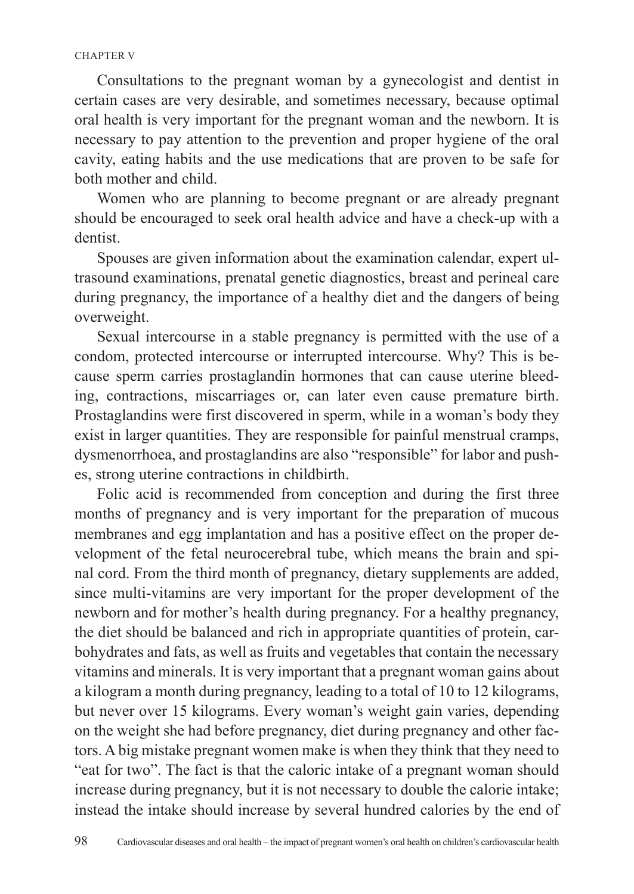Consultations to the pregnant woman by a gynecologist and dentist in certain cases are very desirable, and sometimes necessary, because optimal oral health is very important for the pregnant woman and the newborn. It is necessary to pay attention to the prevention and proper hygiene of the oral cavity, eating habits and the use medications that are proven to be safe for both mother and child.

Women who are planning to become pregnant or are already pregnant should be encouraged to seek oral health advice and have a check-up with a dentist.

Spouses are given information about the examination calendar, expert ultrasound examinations, prenatal genetic diagnostics, breast and perineal care during pregnancy, the importance of a healthy diet and the dangers of being overweight.

Sexual intercourse in a stable pregnancy is permitted with the use of a condom, protected intercourse or interrupted intercourse. Why? This is because sperm carries prostaglandin hormones that can cause uterine bleeding, contractions, miscarriages or, can later even cause premature birth. Prostaglandins were first discovered in sperm, while in a woman's body they exist in larger quantities. They are responsible for painful menstrual cramps, dysmenorrhoea, and prostaglandins are also "responsible" for labor and pushes, strong uterine contractions in childbirth.

Folic acid is recommended from conception and during the first three months of pregnancy and is very important for the preparation of mucous membranes and egg implantation and has a positive effect on the proper development of the fetal neurocerebral tube, which means the brain and spinal cord. From the third month of pregnancy, dietary supplements are added, since multi-vitamins are very important for the proper development of the newborn and for mother's health during pregnancy. For a healthy pregnancy, the diet should be balanced and rich in appropriate quantities of protein, carbohydrates and fats, as well as fruits and vegetables that contain the necessary vitamins and minerals. It is very important that a pregnant woman gains about a kilogram a month during pregnancy, leading to a total of 10 to 12 kilograms, but never over 15 kilograms. Every woman's weight gain varies, depending on the weight she had before pregnancy, diet during pregnancy and other factors. A big mistake pregnant women make is when they think that they need to "eat for two". The fact is that the caloric intake of a pregnant woman should increase during pregnancy, but it is not necessary to double the calorie intake; instead the intake should increase by several hundred calories by the end of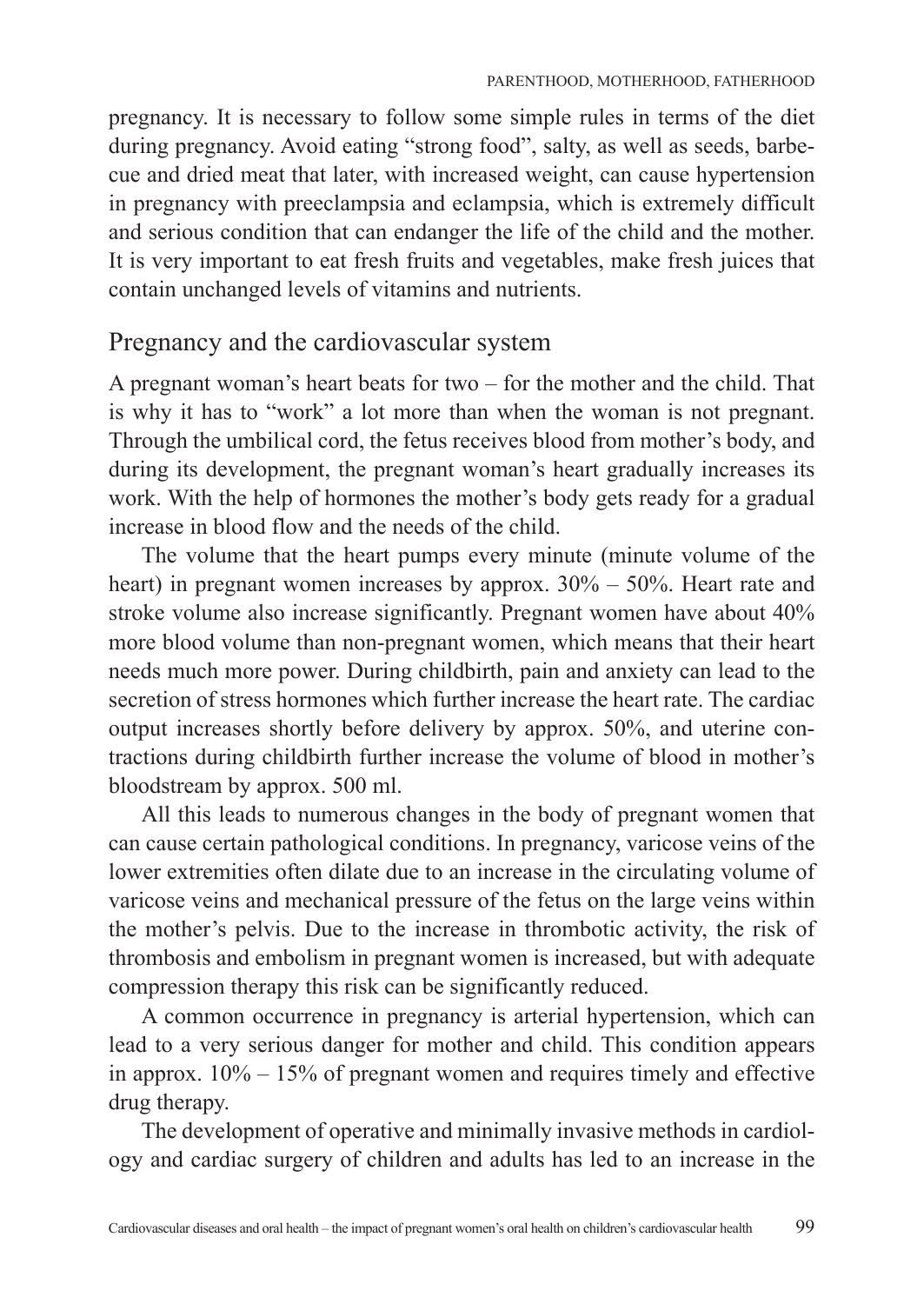pregnancy. It is necessary to follow some simple rules in terms of the diet during pregnancy. Avoid eating "strong food", salty, as well as seeds, barbecue and dried meat that later, with increased weight, can cause hypertension in pregnancy with preeclampsia and eclampsia, which is extremely difficult and serious condition that can endanger the life of the child and the mother. It is very important to eat fresh fruits and vegetables, make fresh juices that contain unchanged levels of vitamins and nutrients.

## Pregnancy and the cardiovascular system

A pregnant woman's heart beats for two – for the mother and the child. That is why it has to "work" a lot more than when the woman is not pregnant. Through the umbilical cord, the fetus receives blood from mother's body, and during its development, the pregnant woman's heart gradually increases its work. With the help of hormones the mother's body gets ready for a gradual increase in blood flow and the needs of the child.

The volume that the heart pumps every minute (minute volume of the heart) in pregnant women increases by approx. 30% – 50%. Heart rate and stroke volume also increase significantly. Pregnant women have about 40% more blood volume than non-pregnant women, which means that their heart needs much more power. During childbirth, pain and anxiety can lead to the secretion of stress hormones which further increase the heart rate. The cardiac output increases shortly before delivery by approx. 50%, and uterine contractions during childbirth further increase the volume of blood in mother's bloodstream by approx. 500 ml.

All this leads to numerous changes in the body of pregnant women that can cause certain pathological conditions. In pregnancy, varicose veins of the lower extremities often dilate due to an increase in the circulating volume of varicose veins and mechanical pressure of the fetus on the large veins within the mother's pelvis. Due to the increase in thrombotic activity, the risk of thrombosis and embolism in pregnant women is increased, but with adequate compression therapy this risk can be significantly reduced.

A common occurrence in pregnancy is arterial hypertension, which can lead to a very serious danger for mother and child. This condition appears in approx. 10% – 15% of pregnant women and requires timely and effective drug therapy.

The development of operative and minimally invasive methods in cardiology and cardiac surgery of children and adults has led to an increase in the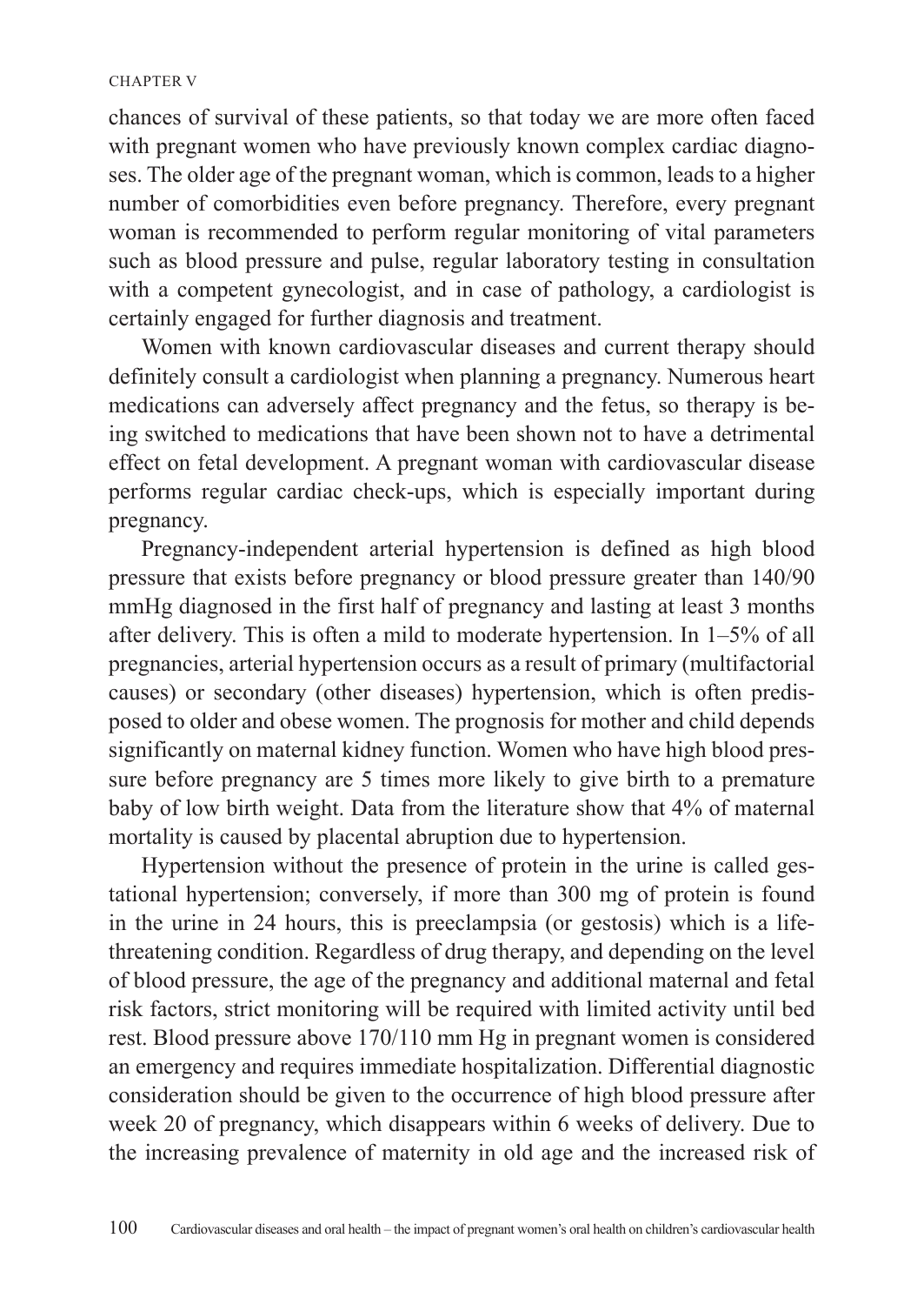chances of survival of these patients, so that today we are more often faced with pregnant women who have previously known complex cardiac diagnoses. The older age of the pregnant woman, which is common, leads to a higher number of comorbidities even before pregnancy. Therefore, every pregnant woman is recommended to perform regular monitoring of vital parameters such as blood pressure and pulse, regular laboratory testing in consultation with a competent gynecologist, and in case of pathology, a cardiologist is certainly engaged for further diagnosis and treatment.

Women with known cardiovascular diseases and current therapy should definitely consult a cardiologist when planning a pregnancy. Numerous heart medications can adversely affect pregnancy and the fetus, so therapy is being switched to medications that have been shown not to have a detrimental effect on fetal development. A pregnant woman with cardiovascular disease performs regular cardiac check-ups, which is especially important during pregnancy.

Pregnancy-independent arterial hypertension is defined as high blood pressure that exists before pregnancy or blood pressure greater than 140/90 mmHg diagnosed in the first half of pregnancy and lasting at least 3 months after delivery. This is often a mild to moderate hypertension. In 1–5% of all pregnancies, arterial hypertension occurs as a result of primary (multifactorial causes) or secondary (other diseases) hypertension, which is often predisposed to older and obese women. The prognosis for mother and child depends significantly on maternal kidney function. Women who have high blood pressure before pregnancy are 5 times more likely to give birth to a premature baby of low birth weight. Data from the literature show that 4% of maternal mortality is caused by placental abruption due to hypertension.

Hypertension without the presence of protein in the urine is called gestational hypertension; conversely, if more than 300 mg of protein is found in the urine in 24 hours, this is preeclampsia (or gestosis) which is a life-threatening condition. Regardless of drug therapy, and depending on the level of blood pressure, the age of the pregnancy and additional maternal and fetal risk factors, strict monitoring will be required with limited activity until bed rest. Blood pressure above 170/110 mm Hg in pregnant women is considered an emergency and requires immediate hospitalization. Differential diagnostic consideration should be given to the occurrence of high blood pressure after week 20 of pregnancy, which disappears within 6 weeks of delivery. Due to the increasing prevalence of maternity in old age and the increased risk of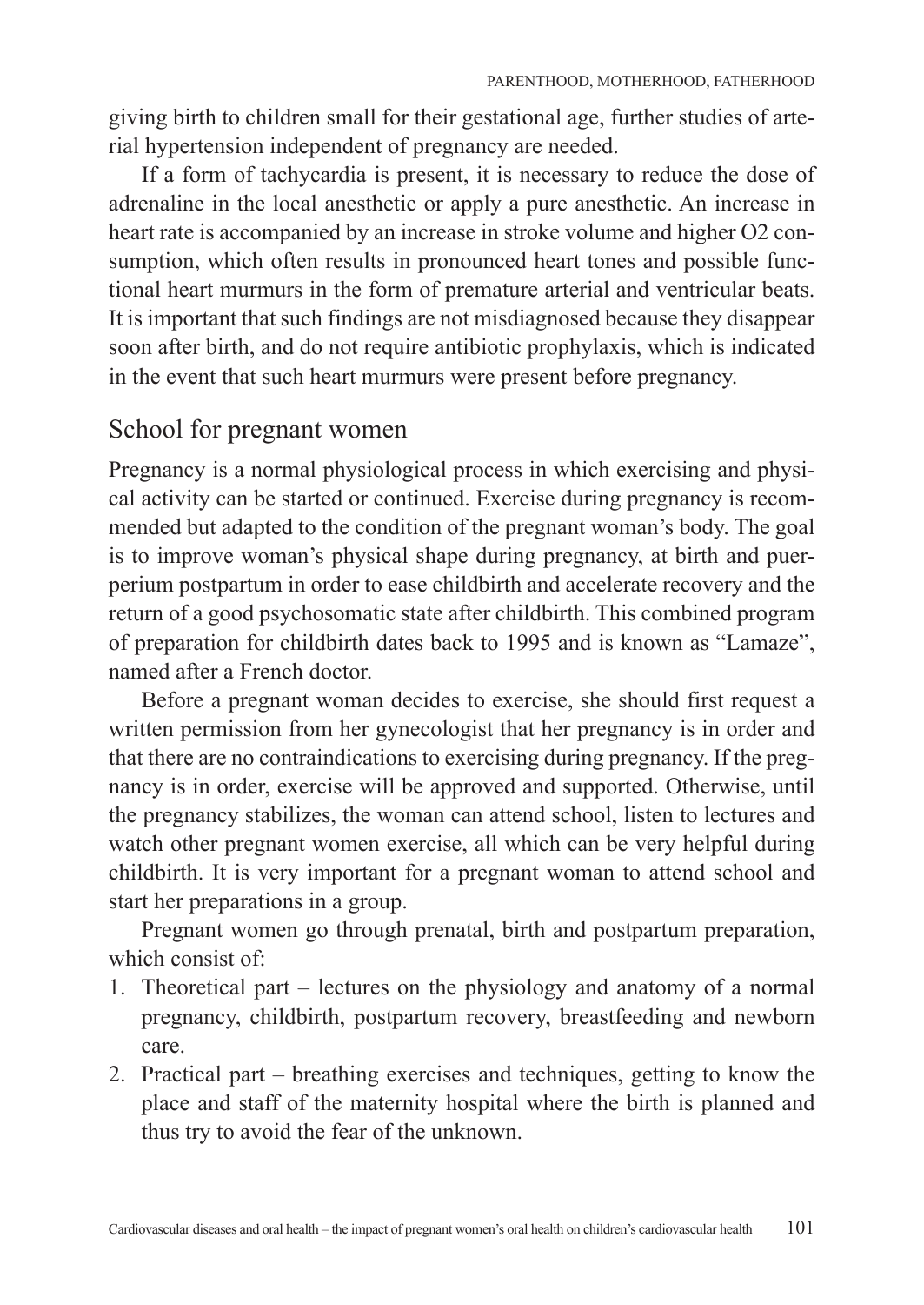giving birth to children small for their gestational age, further studies of arterial hypertension independent of pregnancy are needed.

If a form of tachycardia is present, it is necessary to reduce the dose of adrenaline in the local anesthetic or apply a pure anesthetic. An increase in heart rate is accompanied by an increase in stroke volume and higher $O_2$ consumption, which often results in pronounced heart tones and possible functional heart murmurs in the form of premature arterial and ventricular beats. It is important that such findings are not misdiagnosed because they disappear soon after birth, and do not require antibiotic prophylaxis, which is indicated in the event that such heart murmurs were present before pregnancy.

## School for pregnant women

Pregnancy is a normal physiological process in which exercising and physical activity can be started or continued. Exercise during pregnancy is recommended but adapted to the condition of the pregnant woman's body. The goal is to improve woman's physical shape during pregnancy, at birth and puerperium postpartum in order to ease childbirth and accelerate recovery and the return of a good psychosomatic state after childbirth. This combined program of preparation for childbirth dates back to 1995 and is known as "Lamaze", named after a French doctor.

Before a pregnant woman decides to exercise, she should first request a written permission from her gynecologist that her pregnancy is in order and that there are no contraindications to exercising during pregnancy. If the pregnancy is in order, exercise will be approved and supported. Otherwise, until the pregnancy stabilizes, the woman can attend school, listen to lectures and watch other pregnant women exercise, all which can be very helpful during childbirth. It is very important for a pregnant woman to attend school and start her preparations in a group.

Pregnant women go through prenatal, birth and postpartum preparation, which consist of:

1. Theoretical part – lectures on the physiology and anatomy of a normal pregnancy, childbirth, postpartum recovery, breastfeeding and newborn care.
2. Practical part – breathing exercises and techniques, getting to know the place and staff of the maternity hospital where the birth is planned and thus try to avoid the fear of the unknown.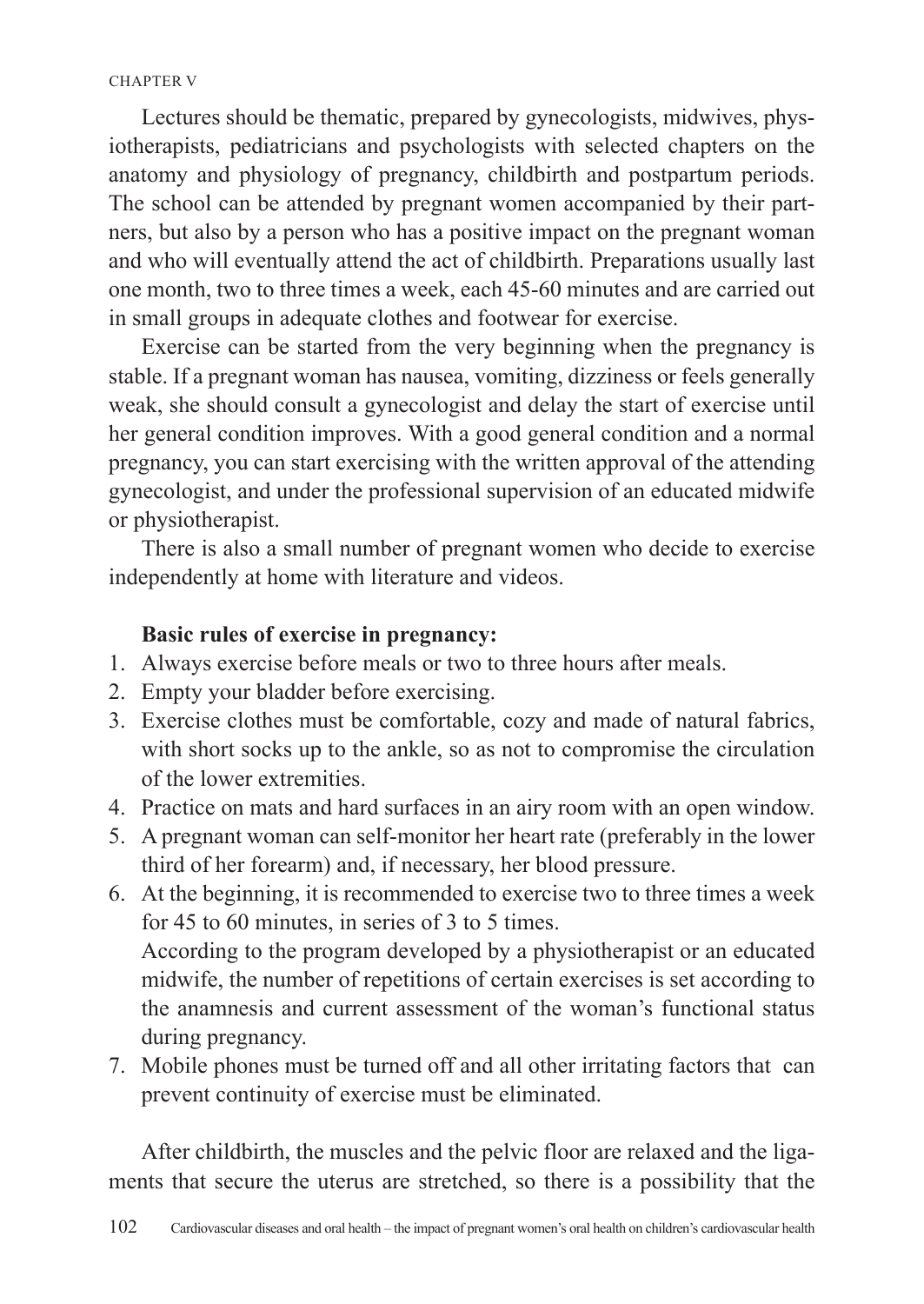Lectures should be thematic, prepared by gynecologists, midwives, physiotherapists, pediatricians and psychologists with selected chapters on the anatomy and physiology of pregnancy, childbirth and postpartum periods. The school can be attended by pregnant women accompanied by their partners, but also by a person who has a positive impact on the pregnant woman and who will eventually attend the act of childbirth. Preparations usually last one month, two to three times a week, each 45-60 minutes and are carried out in small groups in adequate clothes and footwear for exercise.

Exercise can be started from the very beginning when the pregnancy is stable. If a pregnant woman has nausea, vomiting, dizziness or feels generally weak, she should consult a gynecologist and delay the start of exercise until her general condition improves. With a good general condition and a normal pregnancy, you can start exercising with the written approval of the attending gynecologist, and under the professional supervision of an educated midwife or physiotherapist.

There is also a small number of pregnant women who decide to exercise independently at home with literature and videos.

**Basic rules of exercise in pregnancy:**

1. Always exercise before meals or two to three hours after meals.
2. Empty your bladder before exercising.
3. Exercise clothes must be comfortable, cozy and made of natural fabrics, with short socks up to the ankle, so as not to compromise the circulation of the lower extremities.
4. Practice on mats and hard surfaces in an airy room with an open window.
5. A pregnant woman can self-monitor her heart rate (preferably in the lower third of her forearm) and, if necessary, her blood pressure.
6. At the beginning, it is recommended to exercise two to three times a week for 45 to 60 minutes, in series of 3 to 5 times.
   According to the program developed by a physiotherapist or an educated midwife, the number of repetitions of certain exercises is set according to the anamnesis and current assessment of the woman's functional status during pregnancy.
7. Mobile phones must be turned off and all other irritating factors that can prevent continuity of exercise must be eliminated.

After childbirth, the muscles and the pelvic floor are relaxed and the ligaments that secure the uterus are stretched, so there is a possibility that the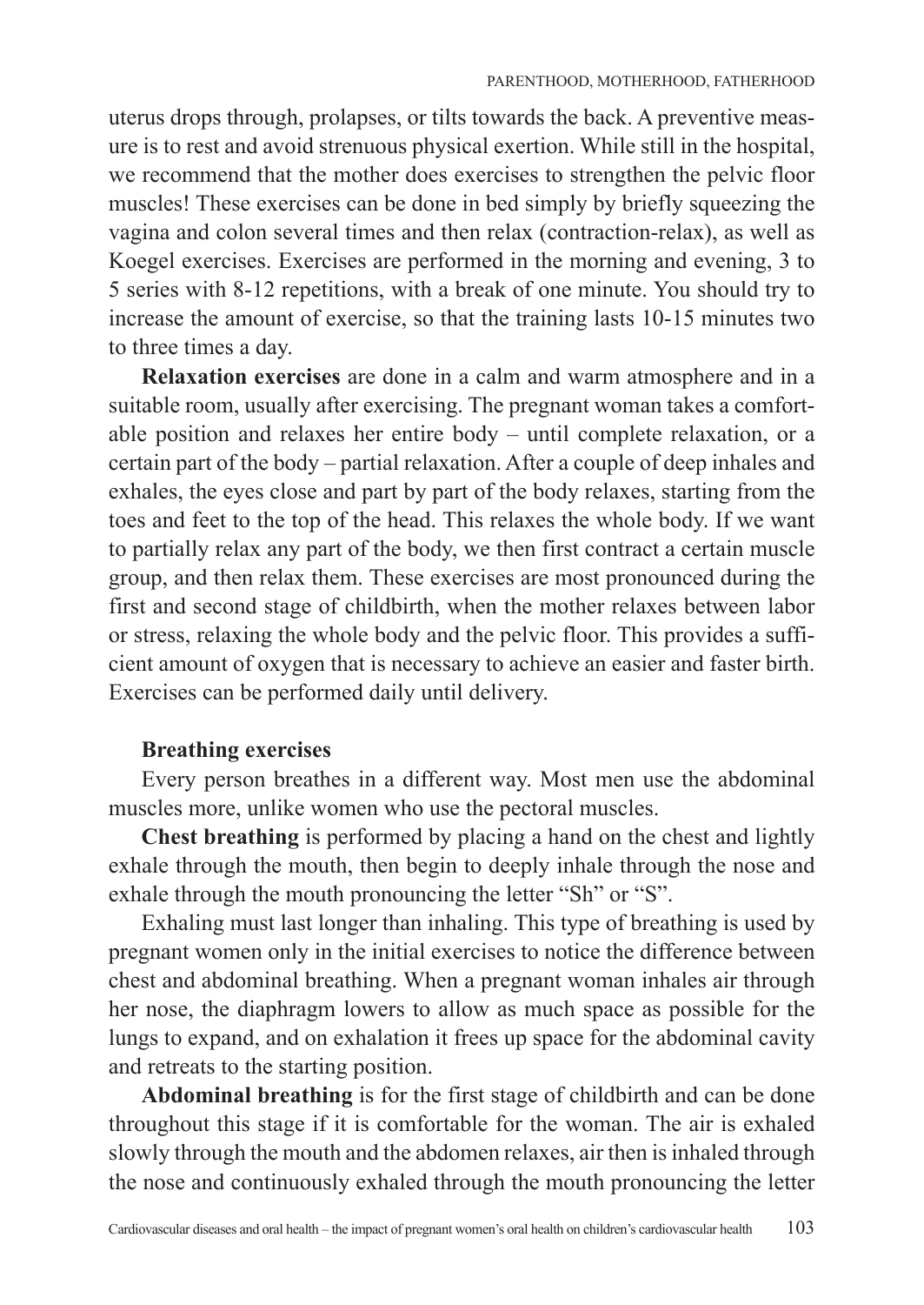uterus drops through, prolapses, or tilts towards the back. A preventive measure is to rest and avoid strenuous physical exertion. While still in the hospital, we recommend that the mother does exercises to strengthen the pelvic floor muscles! These exercises can be done in bed simply by briefly squeezing the vagina and colon several times and then relax (contraction-relax), as well as Koegel exercises. Exercises are performed in the morning and evening, 3 to 5 series with 8-12 repetitions, with a break of one minute. You should try to increase the amount of exercise, so that the training lasts 10-15 minutes two to three times a day.

**Relaxation exercises** are done in a calm and warm atmosphere and in a suitable room, usually after exercising. The pregnant woman takes a comfortable position and relaxes her entire body – until complete relaxation, or a certain part of the body – partial relaxation. After a couple of deep inhales and exhales, the eyes close and part by part of the body relaxes, starting from the toes and feet to the top of the head. This relaxes the whole body. If we want to partially relax any part of the body, we then first contract a certain muscle group, and then relax them. These exercises are most pronounced during the first and second stage of childbirth, when the mother relaxes between labor or stress, relaxing the whole body and the pelvic floor. This provides a sufficient amount of oxygen that is necessary to achieve an easier and faster birth. Exercises can be performed daily until delivery.

**Breathing exercises**

Every person breathes in a different way. Most men use the abdominal muscles more, unlike women who use the pectoral muscles.

**Chest breathing** is performed by placing a hand on the chest and lightly exhale through the mouth, then begin to deeply inhale through the nose and exhale through the mouth pronouncing the letter "Sh" or "S".

Exhaling must last longer than inhaling. This type of breathing is used by pregnant women only in the initial exercises to notice the difference between chest and abdominal breathing. When a pregnant woman inhales air through her nose, the diaphragm lowers to allow as much space as possible for the lungs to expand, and on exhalation it frees up space for the abdominal cavity and retreats to the starting position.

**Abdominal breathing** is for the first stage of childbirth and can be done throughout this stage if it is comfortable for the woman. The air is exhaled slowly through the mouth and the abdomen relaxes, air then is inhaled through the nose and continuously exhaled through the mouth pronouncing the letter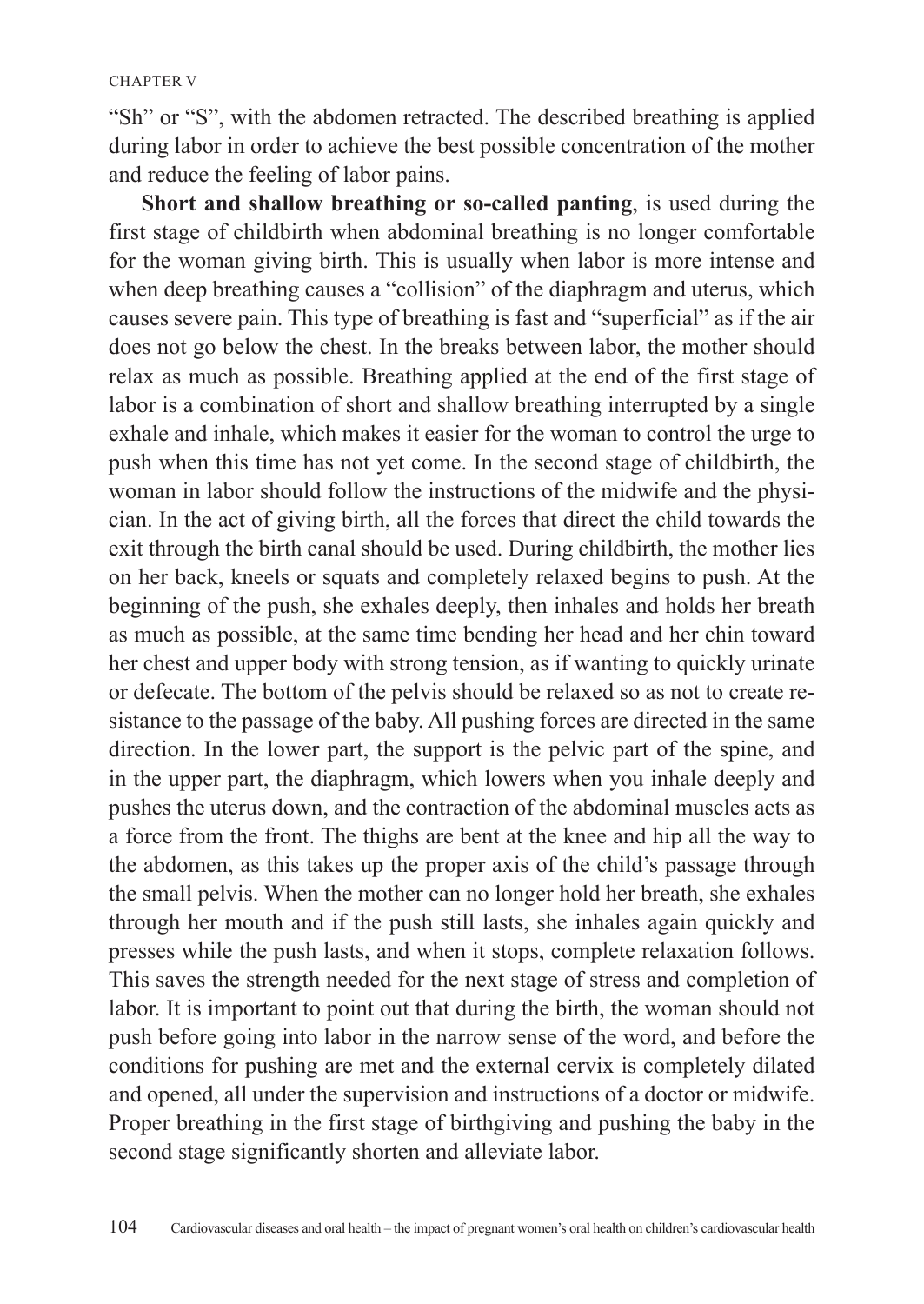"Sh" or "S", with the abdomen retracted. The described breathing is applied during labor in order to achieve the best possible concentration of the mother and reduce the feeling of labor pains.

**Short and shallow breathing or so-called panting**, is used during the first stage of childbirth when abdominal breathing is no longer comfortable for the woman giving birth. This is usually when labor is more intense and when deep breathing causes a "collision" of the diaphragm and uterus, which causes severe pain. This type of breathing is fast and "superficial" as if the air does not go below the chest. In the breaks between labor, the mother should relax as much as possible. Breathing applied at the end of the first stage of labor is a combination of short and shallow breathing interrupted by a single exhale and inhale, which makes it easier for the woman to control the urge to push when this time has not yet come. In the second stage of childbirth, the woman in labor should follow the instructions of the midwife and the physician. In the act of giving birth, all the forces that direct the child towards the exit through the birth canal should be used. During childbirth, the mother lies on her back, kneels or squats and completely relaxed begins to push. At the beginning of the push, she exhales deeply, then inhales and holds her breath as much as possible, at the same time bending her head and her chin toward her chest and upper body with strong tension, as if wanting to quickly urinate or defecate. The bottom of the pelvis should be relaxed so as not to create resistance to the passage of the baby. All pushing forces are directed in the same direction. In the lower part, the support is the pelvic part of the spine, and in the upper part, the diaphragm, which lowers when you inhale deeply and pushes the uterus down, and the contraction of the abdominal muscles acts as a force from the front. The thighs are bent at the knee and hip all the way to the abdomen, as this takes up the proper axis of the child's passage through the small pelvis. When the mother can no longer hold her breath, she exhales through her mouth and if the push still lasts, she inhales again quickly and presses while the push lasts, and when it stops, complete relaxation follows. This saves the strength needed for the next stage of stress and completion of labor. It is important to point out that during the birth, the woman should not push before going into labor in the narrow sense of the word, and before the conditions for pushing are met and the external cervix is completely dilated and opened, all under the supervision and instructions of a doctor or midwife. Proper breathing in the first stage of birthgiving and pushing the baby in the second stage significantly shorten and alleviate labor.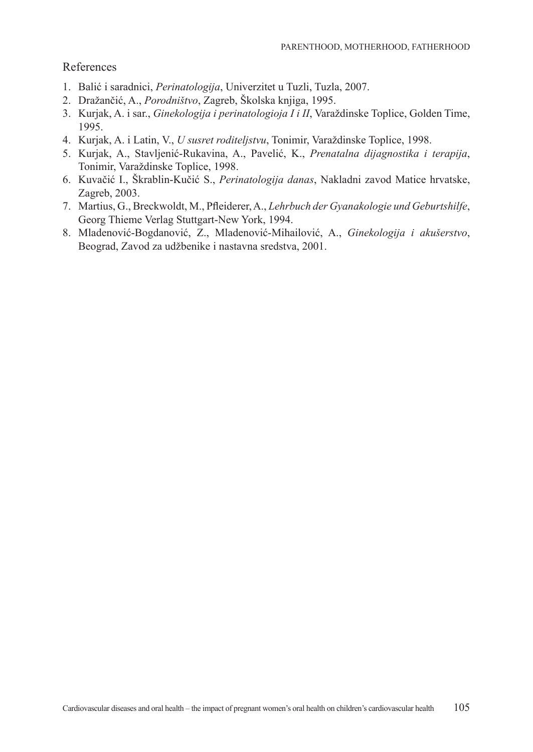## References

1. Balić i saradnici, *Perinatologija*, Univerzitet u Tuzli, Tuzla, 2007.
2. Dražančić, A., *Porodništvo*, Zagreb, Školska knjiga, 1995.
3. Kurjak, A. i sar., *Ginekologija i perinatologioja I i II*, Varaždinske Toplice, Golden Time, 1995.
4. Kurjak, A. i Latin, V., *U susret roditeljstvu*, Tonimir, Varaždinske Toplice, 1998.
5. Kurjak, A., Stavljenić-Rukavina, A., Pavelić, K., *Prenatalna dijagnostika i terapija*, Tonimir, Varaždinske Toplice, 1998.
6. Kuvačić I., Škrablin-Kučić S., *Perinatologija danas*, Nakladni zavod Matice hrvatske, Zagreb, 2003.
7. Martius, G., Breckwoldt, M., Pfleiderer, A., *Lehrbuch der Gyanakologie und Geburtshilfe*, Georg Thieme Verlag Stuttgart-New York, 1994.
8. Mladenović-Bogdanović, Z., Mladenović-Mihailović, A., *Ginekologija i akušerstvo*, Beograd, Zavod za udžbenike i nastavna sredstva, 2001.